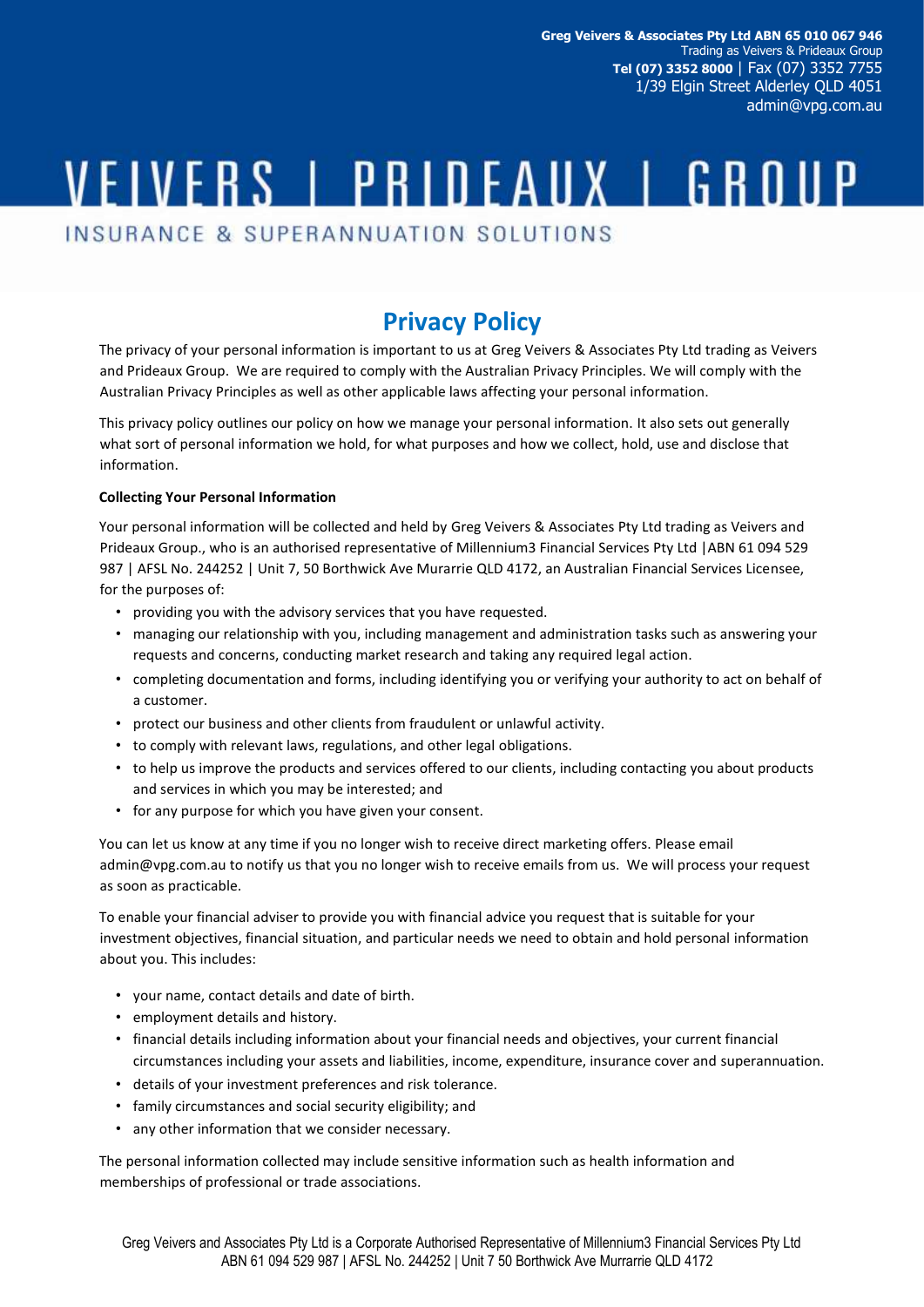Greg Veivers & Associates Pty Ltd ABN 65 010 067 946
Trading as Veivers & Prideaux Group
Tel (07) 3352 8000 | Fax (07) 3352 7755
1/39 Elgin Street Alderley QLD 4051
admin@vpg.com.au

VEIVERS | PRIDEAUX | GROUP

INSURANCE & SUPERANNUATION SOLUTIONS

# Privacy Policy

The privacy of your personal information is important to us at Greg Veivers & Associates Pty Ltd trading as Veivers and Prideaux Group. We are required to comply with the Australian Privacy Principles. We will comply with the Australian Privacy Principles as well as other applicable laws affecting your personal information.

This privacy policy outlines our policy on how we manage your personal information. It also sets out generally what sort of personal information we hold, for what purposes and how we collect, hold, use and disclose that information.

**Collecting Your Personal Information**

Your personal information will be collected and held by Greg Veivers & Associates Pty Ltd trading as Veivers and Prideaux Group., who is an authorised representative of Millennium3 Financial Services Pty Ltd |ABN 61 094 529 987 | AFSL No. 244252 | Unit 7, 50 Borthwick Ave Murarrie QLD 4172, an Australian Financial Services Licensee, for the purposes of:

- providing you with the advisory services that you have requested.
- managing our relationship with you, including management and administration tasks such as answering your requests and concerns, conducting market research and taking any required legal action.
- completing documentation and forms, including identifying you or verifying your authority to act on behalf of a customer.
- protect our business and other clients from fraudulent or unlawful activity.
- to comply with relevant laws, regulations, and other legal obligations.
- to help us improve the products and services offered to our clients, including contacting you about products and services in which you may be interested; and
- for any purpose for which you have given your consent.

You can let us know at any time if you no longer wish to receive direct marketing offers. Please email admin@vpg.com.au to notify us that you no longer wish to receive emails from us. We will process your request as soon as practicable.

To enable your financial adviser to provide you with financial advice you request that is suitable for your investment objectives, financial situation, and particular needs we need to obtain and hold personal information about you. This includes:

- your name, contact details and date of birth.
- employment details and history.
- financial details including information about your financial needs and objectives, your current financial circumstances including your assets and liabilities, income, expenditure, insurance cover and superannuation.
- details of your investment preferences and risk tolerance.
- family circumstances and social security eligibility; and
- any other information that we consider necessary.

The personal information collected may include sensitive information such as health information and memberships of professional or trade associations.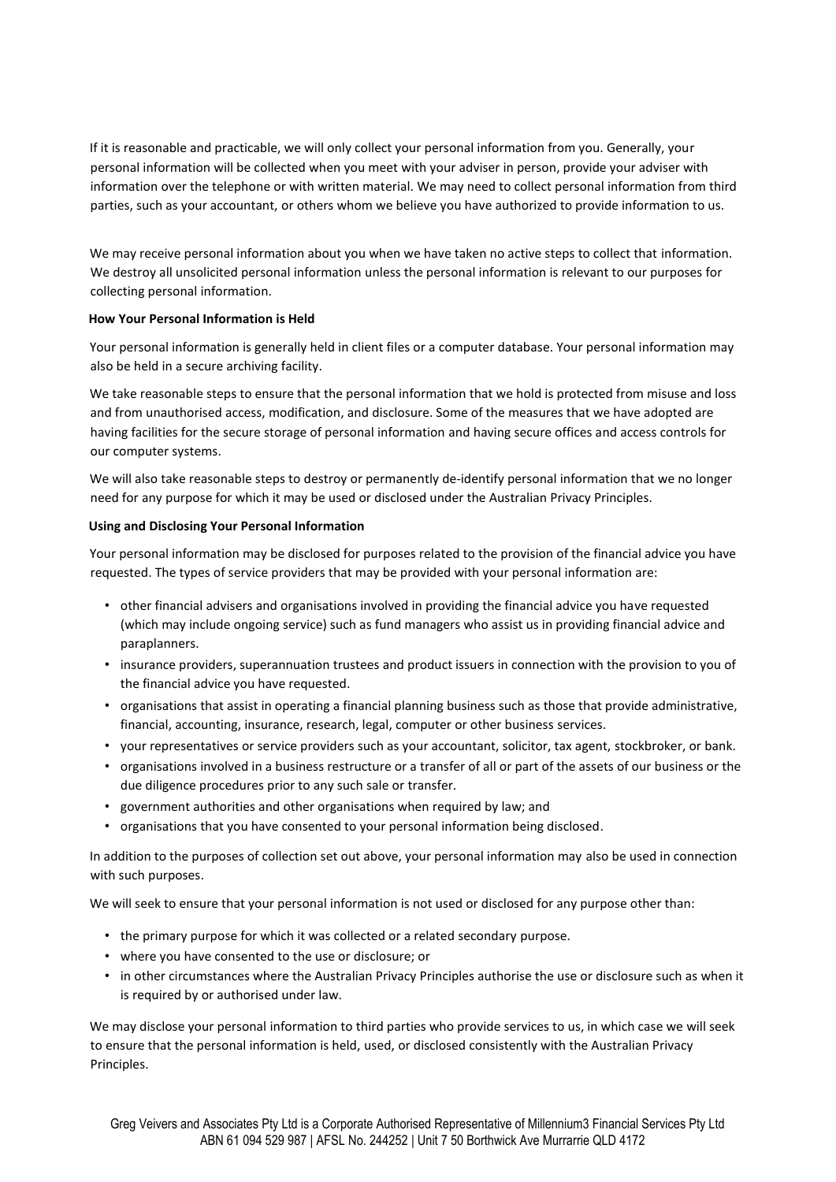If it is reasonable and practicable, we will only collect your personal information from you. Generally, your personal information will be collected when you meet with your adviser in person, provide your adviser with information over the telephone or with written material. We may need to collect personal information from third parties, such as your accountant, or others whom we believe you have authorized to provide information to us.

We may receive personal information about you when we have taken no active steps to collect that information. We destroy all unsolicited personal information unless the personal information is relevant to our purposes for collecting personal information.

**How Your Personal Information is Held**

Your personal information is generally held in client files or a computer database. Your personal information may also be held in a secure archiving facility.

We take reasonable steps to ensure that the personal information that we hold is protected from misuse and loss and from unauthorised access, modification, and disclosure. Some of the measures that we have adopted are having facilities for the secure storage of personal information and having secure offices and access controls for our computer systems.

We will also take reasonable steps to destroy or permanently de-identify personal information that we no longer need for any purpose for which it may be used or disclosed under the Australian Privacy Principles.

**Using and Disclosing Your Personal Information**

Your personal information may be disclosed for purposes related to the provision of the financial advice you have requested. The types of service providers that may be provided with your personal information are:

- other financial advisers and organisations involved in providing the financial advice you have requested (which may include ongoing service) such as fund managers who assist us in providing financial advice and paraplanners.
- insurance providers, superannuation trustees and product issuers in connection with the provision to you of the financial advice you have requested.
- organisations that assist in operating a financial planning business such as those that provide administrative, financial, accounting, insurance, research, legal, computer or other business services.
- your representatives or service providers such as your accountant, solicitor, tax agent, stockbroker, or bank.
- organisations involved in a business restructure or a transfer of all or part of the assets of our business or the due diligence procedures prior to any such sale or transfer.
- government authorities and other organisations when required by law; and
- organisations that you have consented to your personal information being disclosed.

In addition to the purposes of collection set out above, your personal information may also be used in connection with such purposes.

We will seek to ensure that your personal information is not used or disclosed for any purpose other than:

- the primary purpose for which it was collected or a related secondary purpose.
- where you have consented to the use or disclosure; or
- in other circumstances where the Australian Privacy Principles authorise the use or disclosure such as when it is required by or authorised under law.

We may disclose your personal information to third parties who provide services to us, in which case we will seek to ensure that the personal information is held, used, or disclosed consistently with the Australian Privacy Principles.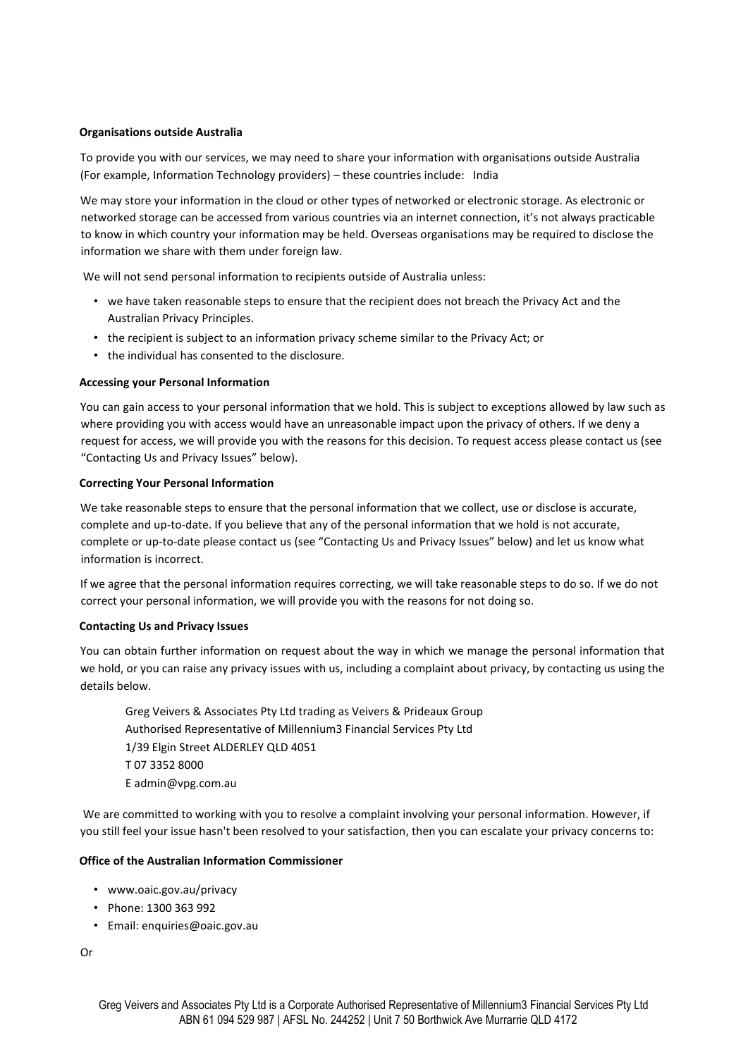**Organisations outside Australia**

To provide you with our services, we may need to share your information with organisations outside Australia (For example, Information Technology providers) – these countries include: India

We may store your information in the cloud or other types of networked or electronic storage. As electronic or networked storage can be accessed from various countries via an internet connection, it's not always practicable to know in which country your information may be held. Overseas organisations may be required to disclose the information we share with them under foreign law.

We will not send personal information to recipients outside of Australia unless:

- we have taken reasonable steps to ensure that the recipient does not breach the Privacy Act and the Australian Privacy Principles.
- the recipient is subject to an information privacy scheme similar to the Privacy Act; or
- the individual has consented to the disclosure.

**Accessing your Personal Information**

You can gain access to your personal information that we hold. This is subject to exceptions allowed by law such as where providing you with access would have an unreasonable impact upon the privacy of others. If we deny a request for access, we will provide you with the reasons for this decision. To request access please contact us (see "Contacting Us and Privacy Issues" below).

**Correcting Your Personal Information**

We take reasonable steps to ensure that the personal information that we collect, use or disclose is accurate, complete and up-to-date. If you believe that any of the personal information that we hold is not accurate, complete or up-to-date please contact us (see "Contacting Us and Privacy Issues" below) and let us know what information is incorrect.

If we agree that the personal information requires correcting, we will take reasonable steps to do so. If we do not correct your personal information, we will provide you with the reasons for not doing so.

**Contacting Us and Privacy Issues**

You can obtain further information on request about the way in which we manage the personal information that we hold, or you can raise any privacy issues with us, including a complaint about privacy, by contacting us using the details below.

Greg Veivers & Associates Pty Ltd trading as Veivers & Prideaux Group
Authorised Representative of Millennium3 Financial Services Pty Ltd
1/39 Elgin Street ALDERLEY QLD 4051
T 07 3352 8000
E admin@vpg.com.au

We are committed to working with you to resolve a complaint involving your personal information. However, if you still feel your issue hasn't been resolved to your satisfaction, then you can escalate your privacy concerns to:

**Office of the Australian Information Commissioner**

- www.oaic.gov.au/privacy
- Phone: 1300 363 992
- Email: enquiries@oaic.gov.au

Or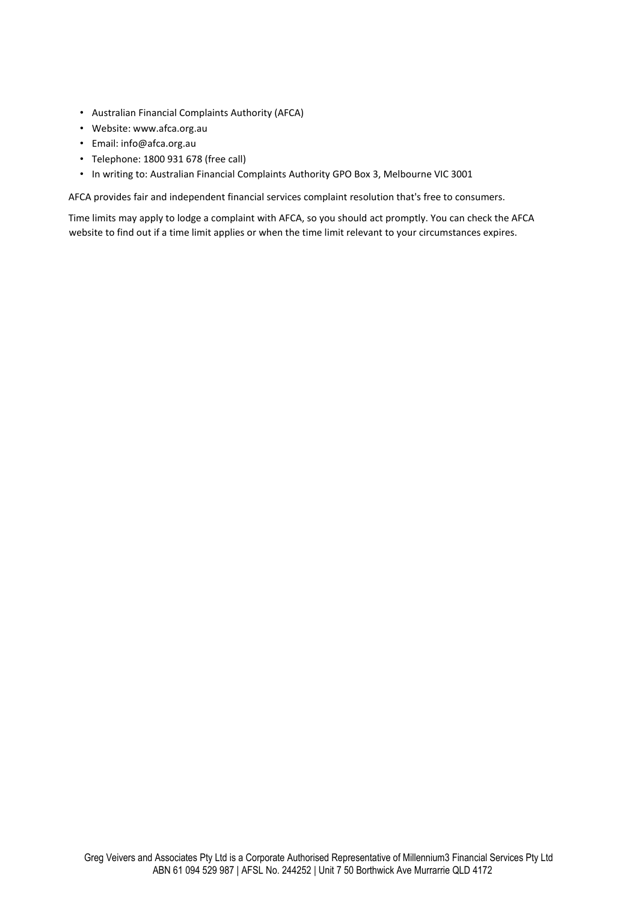- Australian Financial Complaints Authority (AFCA)
- Website: www.afca.org.au
- Email: info@afca.org.au
- Telephone: 1800 931 678 (free call)
- In writing to: Australian Financial Complaints Authority GPO Box 3, Melbourne VIC 3001

AFCA provides fair and independent financial services complaint resolution that's free to consumers.

Time limits may apply to lodge a complaint with AFCA, so you should act promptly. You can check the AFCA website to find out if a time limit applies or when the time limit relevant to your circumstances expires.